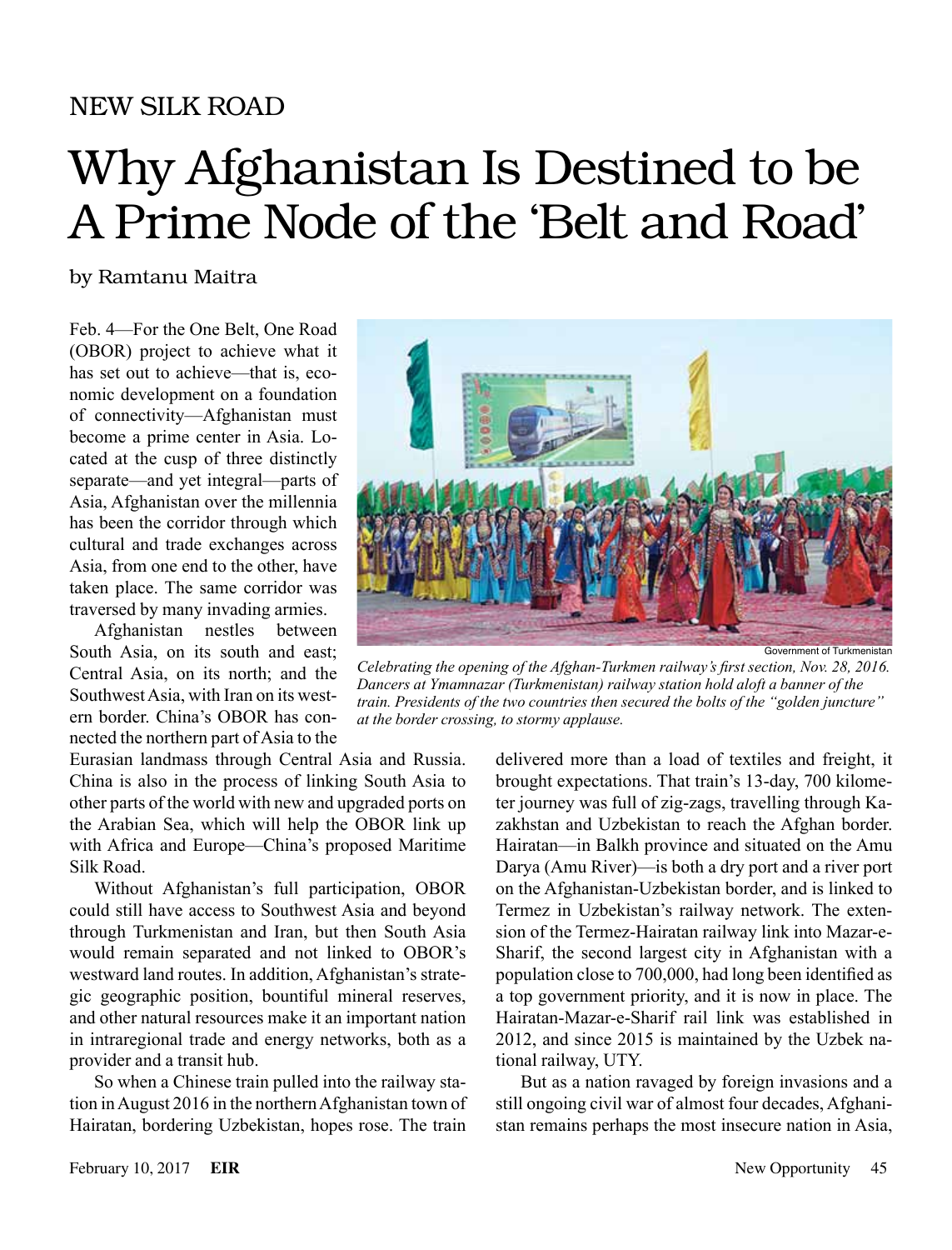NEW SILK ROAD

# Why Afghanistan Is Destined to be A Prime Node of the 'Belt and Road'

by Ramtanu Maitra

Feb. 4—For the One Belt, One Road (OBOR) project to achieve what it has set out to achieve—that is, economic development on a foundation of connectivity—Afghanistan must become a prime center in Asia. Located at the cusp of three distinctly separate—and yet integral—parts of Asia, Afghanistan over the millennia has been the corridor through which cultural and trade exchanges across Asia, from one end to the other, have taken place. The same corridor was traversed by many invading armies.

Afghanistan nestles between South Asia, on its south and east; Central Asia, on its north; and the Southwest Asia, with Iran on its western border. China's OBOR has connected the northern part of Asia to the Eurasian landmass through Central Asia and Russia. China is also in the process of linking South Asia to other parts of the world with new and upgraded ports on the Arabian Sea, which will help the OBOR link up with Africa and Europe—China's proposed Maritime Silk Road.

Government of Turkmenistan

*Celebrating the opening of the Afghan-Turkmen railway's first section, Nov. 28, 2016. Dancers at Ymamnazar (Turkmenistan) railway station hold aloft a banner of the train. Presidents of the two countries then secured the bolts of the "golden juncture" at the border crossing, to stormy applause.*

Without Afghanistan's full participation, OBOR could still have access to Southwest Asia and beyond through Turkmenistan and Iran, but then South Asia would remain separated and not linked to OBOR's westward land routes. In addition, Afghanistan's strategic geographic position, bountiful mineral reserves, and other natural resources make it an important nation in intraregional trade and energy networks, both as a provider and a transit hub.

So when a Chinese train pulled into the railway station in August 2016 in the northern Afghanistan town of Hairatan, bordering Uzbekistan, hopes rose. The train delivered more than a load of textiles and freight, it brought expectations. That train's 13-day, 700 kilometer journey was full of zig-zags, travelling through Kazakhstan and Uzbekistan to reach the Afghan border. Hairatan—in Balkh province and situated on the Amu Darya (Amu River)—is both a dry port and a river port on the Afghanistan-Uzbekistan border, and is linked to Termez in Uzbekistan's railway network. The extension of the Termez-Hairatan railway link into Mazar-e-Sharif, the second largest city in Afghanistan with a population close to 700,000, had long been identified as a top government priority, and it is now in place. The Hairatan-Mazar-e-Sharif rail link was established in 2012, and since 2015 is maintained by the Uzbek national railway, UTY.

But as a nation ravaged by foreign invasions and a still ongoing civil war of almost four decades, Afghanistan remains perhaps the most insecure nation in Asia,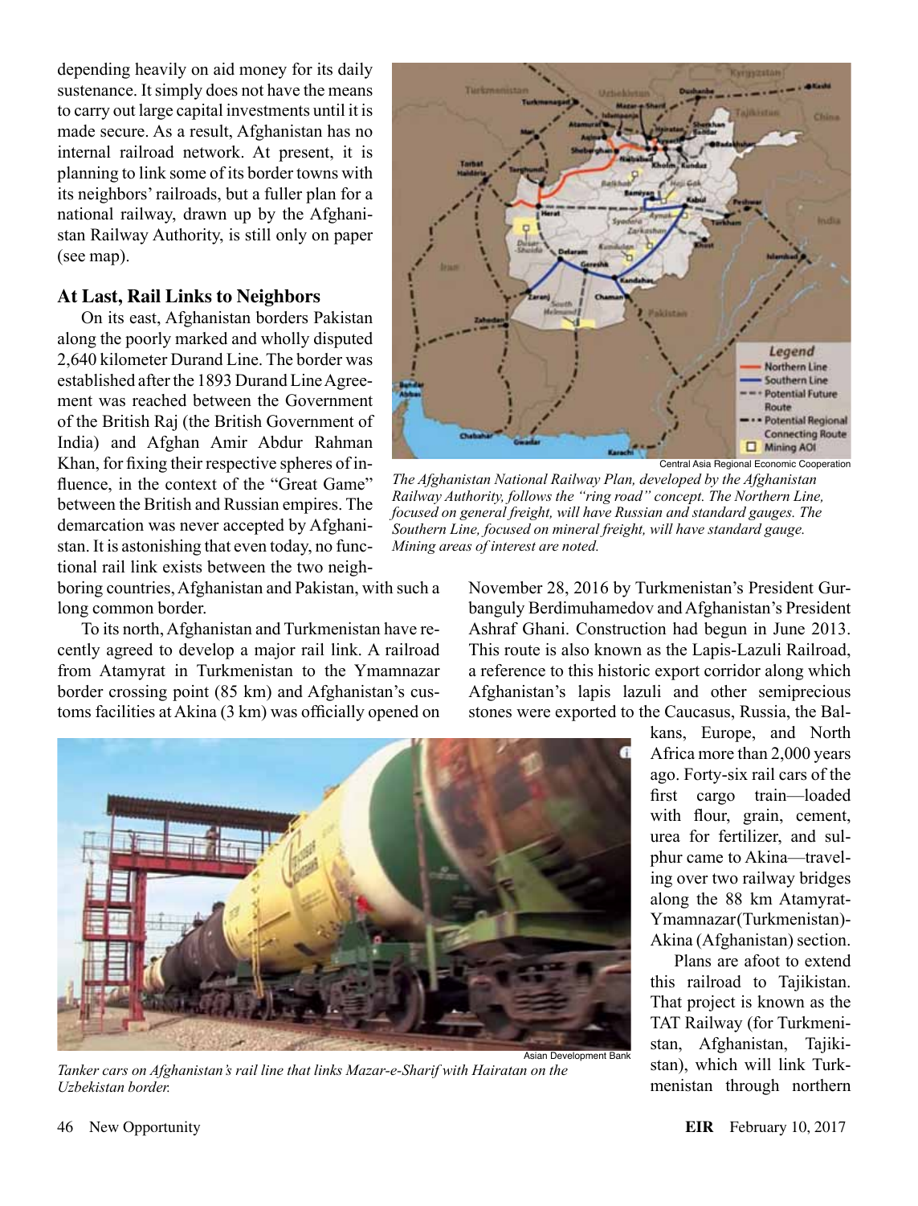depending heavily on aid money for its daily sustenance. It simply does not have the means to carry out large capital investments until it is made secure. As a result, Afghanistan has no internal railroad network. At present, it is planning to link some of its border towns with its neighbors' railroads, but a fuller plan for a national railway, drawn up by the Afghanistan Railway Authority, is still only on paper (see map).

Central Asia Regional Economic Cooperation

*The Afghanistan National Railway Plan, developed by the Afghanistan Railway Authority, follows the "ring road" concept. The Northern Line, focused on general freight, will have Russian and standard gauges. The Southern Line, focused on mineral freight, will have standard gauge. Mining areas of interest are noted.*

### At Last, Rail Links to Neighbors

On its east, Afghanistan borders Pakistan along the poorly marked and wholly disputed 2,640 kilometer Durand Line. The border was established after the 1893 Durand Line Agreement was reached between the Government of the British Raj (the British Government of India) and Afghan Amir Abdur Rahman Khan, for fixing their respective spheres of influence, in the context of the "Great Game" between the British and Russian empires. The demarcation was never accepted by Afghanistan. It is astonishing that even today, no functional rail link exists between the two neighboring countries, Afghanistan and Pakistan, with such a long common border.

To its north, Afghanistan and Turkmenistan have recently agreed to develop a major rail link. A railroad from Atamyrat in Turkmenistan to the Ymamnazar border crossing point (85 km) and Afghanistan's customs facilities at Akina (3 km) was officially opened on November 28, 2016 by Turkmenistan's President Gurbanguly Berdimuhamedov and Afghanistan's President Ashraf Ghani. Construction had begun in June 2013. This route is also known as the Lapis-Lazuli Railroad, a reference to this historic export corridor along which Afghanistan's lapis lazuli and other semiprecious stones were exported to the Caucasus, Russia, the Balkans, Europe, and North Africa more than 2,000 years ago. Forty-six rail cars of the first cargo train—loaded with flour, grain, cement, urea for fertilizer, and sulphur came to Akina—traveling over two railway bridges along the 88 km Atamyrat-Ymamnazar(Turkmenistan)-Akina (Afghanistan) section.

Asian Development Bank

*Tanker cars on Afghanistan's rail line that links Mazar-e-Sharif with Hairatan on the Uzbekistan border.*

Plans are afoot to extend this railroad to Tajikistan. That project is known as the TAT Railway (for Turkmenistan, Afghanistan, Tajikistan), which will link Turkmenistan through northern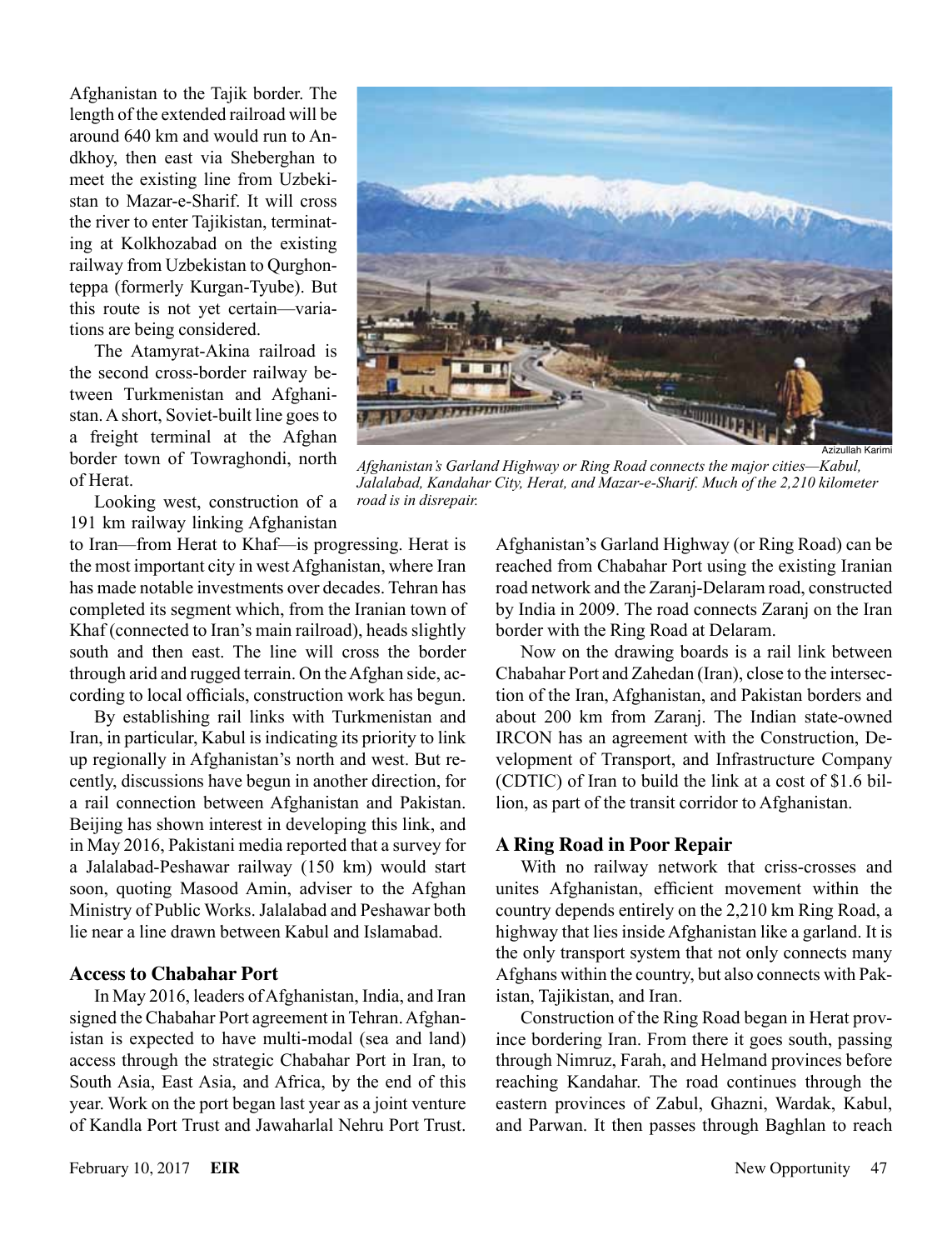Afghanistan to the Tajik border. The length of the extended railroad will be around 640 km and would run to Andkhoy, then east via Sheberghan to meet the existing line from Uzbekistan to Mazar-e-Sharif. It will cross the river to enter Tajikistan, terminating at Kolkhozabad on the existing railway from Uzbekistan to Qurghonteppa (formerly Kurgan-Tyube). But this route is not yet certain—variations are being considered.

The Atamyrat-Akina railroad is the second cross-border railway between Turkmenistan and Afghanistan. A short, Soviet-built line goes to a freight terminal at the Afghan border town of Towraghondi, north of Herat.

Looking west, construction of a 191 km railway linking Afghanistan to Iran—from Herat to Khaf—is progressing. Herat is the most important city in west Afghanistan, where Iran has made notable investments over decades. Tehran has completed its segment which, from the Iranian town of Khaf (connected to Iran's main railroad), heads slightly south and then east. The line will cross the border through arid and rugged terrain. On the Afghan side, according to local officials, construction work has begun.

By establishing rail links with Turkmenistan and Iran, in particular, Kabul is indicating its priority to link up regionally in Afghanistan's north and west. But recently, discussions have begun in another direction, for a rail connection between Afghanistan and Pakistan. Beijing has shown interest in developing this link, and in May 2016, Pakistani media reported that a survey for a Jalalabad-Peshawar railway (150 km) would start soon, quoting Masood Amin, adviser to the Afghan Ministry of Public Works. Jalalabad and Peshawar both lie near a line drawn between Kabul and Islamabad.

### Access to Chabahar Port

In May 2016, leaders of Afghanistan, India, and Iran signed the Chabahar Port agreement in Tehran. Afghanistan is expected to have multi-modal (sea and land) access through the strategic Chabahar Port in Iran, to South Asia, East Asia, and Africa, by the end of this year. Work on the port began last year as a joint venture of Kandla Port Trust and Jawaharlal Nehru Port Trust.

Azizullah Karimi

*Afghanistan's Garland Highway or Ring Road connects the major cities—Kabul, Jalalabad, Kandahar City, Herat, and Mazar-e-Sharif. Much of the 2,210 kilometer road is in disrepair.*

Afghanistan's Garland Highway (or Ring Road) can be reached from Chabahar Port using the existing Iranian road network and the Zaranj-Delaram road, constructed by India in 2009. The road connects Zaranj on the Iran border with the Ring Road at Delaram.

Now on the drawing boards is a rail link between Chabahar Port and Zahedan (Iran), close to the intersection of the Iran, Afghanistan, and Pakistan borders and about 200 km from Zaranj. The Indian state-owned IRCON has an agreement with the Construction, Development of Transport, and Infrastructure Company (CDTIC) of Iran to build the link at a cost of $1.6 billion, as part of the transit corridor to Afghanistan.

### A Ring Road in Poor Repair

With no railway network that criss-crosses and unites Afghanistan, efficient movement within the country depends entirely on the 2,210 km Ring Road, a highway that lies inside Afghanistan like a garland. It is the only transport system that not only connects many Afghans within the country, but also connects with Pakistan, Tajikistan, and Iran.

Construction of the Ring Road began in Herat province bordering Iran. From there it goes south, passing through Nimruz, Farah, and Helmand provinces before reaching Kandahar. The road continues through the eastern provinces of Zabul, Ghazni, Wardak, Kabul, and Parwan. It then passes through Baghlan to reach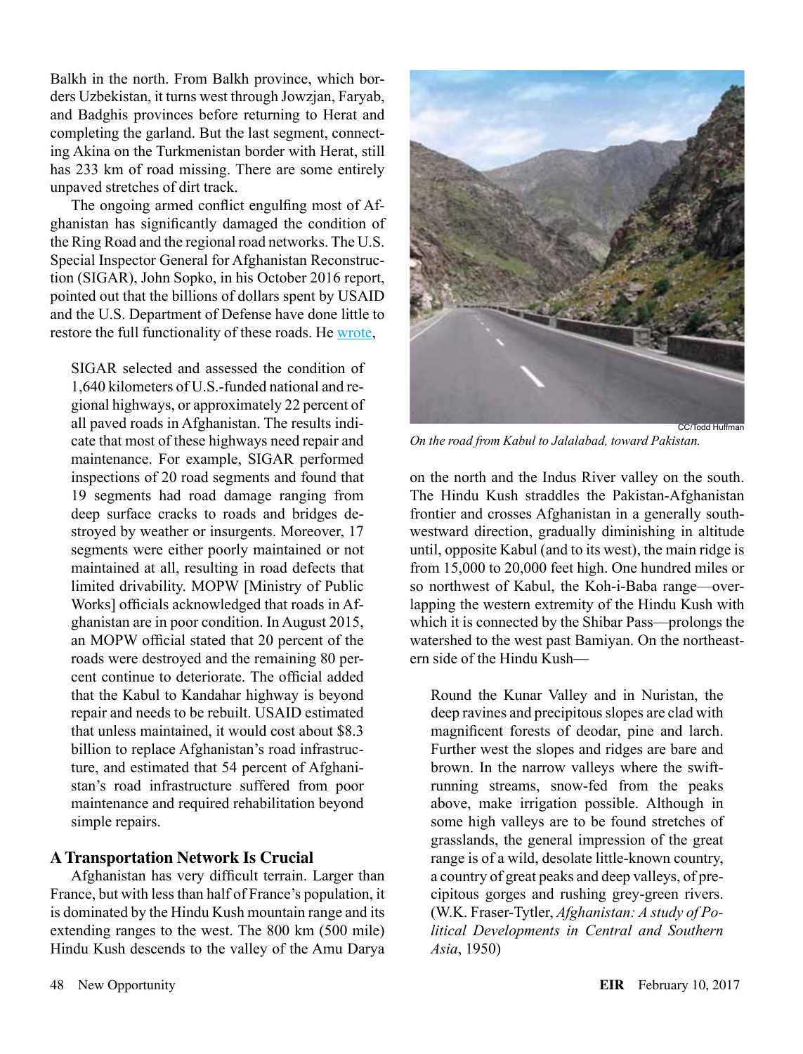Balkh in the north. From Balkh province, which borders Uzbekistan, it turns west through Jowzjan, Faryab, and Badghis provinces before returning to Herat and completing the garland. But the last segment, connecting Akina on the Turkmenistan border with Herat, still has 233 km of road missing. There are some entirely unpaved stretches of dirt track.

The ongoing armed conflict engulfing most of Afghanistan has significantly damaged the condition of the Ring Road and the regional road networks. The U.S. Special Inspector General for Afghanistan Reconstruction (SIGAR), John Sopko, in his October 2016 report, pointed out that the billions of dollars spent by USAID and the U.S. Department of Defense have done little to restore the full functionality of these roads. He wrote,

> SIGAR selected and assessed the condition of 1,640 kilometers of U.S.-funded national and regional highways, or approximately 22 percent of all paved roads in Afghanistan. The results indicate that most of these highways need repair and maintenance. For example, SIGAR performed inspections of 20 road segments and found that 19 segments had road damage ranging from deep surface cracks to roads and bridges destroyed by weather or insurgents. Moreover, 17 segments were either poorly maintained or not maintained at all, resulting in road defects that limited drivability. MOPW [Ministry of Public Works] officials acknowledged that roads in Afghanistan are in poor condition. In August 2015, an MOPW official stated that 20 percent of the roads were destroyed and the remaining 80 percent continue to deteriorate. The official added that the Kabul to Kandahar highway is beyond repair and needs to be rebuilt. USAID estimated that unless maintained, it would cost about $8.3 billion to replace Afghanistan's road infrastructure, and estimated that 54 percent of Afghanistan's road infrastructure suffered from poor maintenance and required rehabilitation beyond simple repairs.

## A Transportation Network Is Crucial

Afghanistan has very difficult terrain. Larger than France, but with less than half of France's population, it is dominated by the Hindu Kush mountain range and its extending ranges to the west. The 800 km (500 mile) Hindu Kush descends to the valley of the Amu Darya on the north and the Indus River valley on the south. The Hindu Kush straddles the Pakistan-Afghanistan frontier and crosses Afghanistan in a generally southwestward direction, gradually diminishing in altitude until, opposite Kabul (and to its west), the main ridge is from 15,000 to 20,000 feet high. One hundred miles or so northwest of Kabul, the Koh-i-Baba range—overlapping the western extremity of the Hindu Kush with which it is connected by the Shibar Pass—prolongs the watershed to the west past Bamiyan. On the northeastern side of the Hindu Kush—

> Round the Kunar Valley and in Nuristan, the deep ravines and precipitous slopes are clad with magnificent forests of deodar, pine and larch. Further west the slopes and ridges are bare and brown. In the narrow valleys where the swift-running streams, snow-fed from the peaks above, make irrigation possible. Although in some high valleys are to be found stretches of grasslands, the general impression of the great range is of a wild, desolate little-known country, a country of great peaks and deep valleys, of precipitous gorges and rushing grey-green rivers. (W.K. Fraser-Tytler, *Afghanistan: A study of Political Developments in Central and Southern Asia*, 1950)

CC/Todd Huffman

*On the road from Kabul to Jalalabad, toward Pakistan.*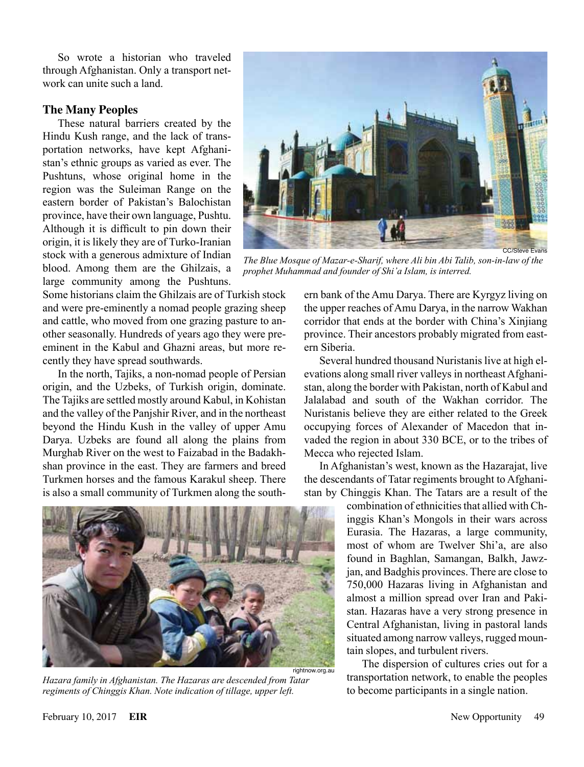So wrote a historian who traveled through Afghanistan. Only a transport network can unite such a land.

### The Many Peoples

These natural barriers created by the Hindu Kush range, and the lack of transportation networks, have kept Afghanistan's ethnic groups as varied as ever. The Pushtuns, whose original home in the region was the Suleiman Range on the eastern border of Pakistan's Balochistan province, have their own language, Pushtu. Although it is difficult to pin down their origin, it is likely they are of Turko-Iranian stock with a generous admixture of Indian blood. Among them are the Ghilzais, a large community among the Pushtuns. Some historians claim the Ghilzais are of Turkish stock and were pre-eminently a nomad people grazing sheep and cattle, who moved from one grazing pasture to another seasonally. Hundreds of years ago they were pre-eminent in the Kabul and Ghazni areas, but more recently they have spread southwards.

In the north, Tajiks, a non-nomad people of Persian origin, and the Uzbeks, of Turkish origin, dominate. The Tajiks are settled mostly around Kabul, in Kohistan and the valley of the Panjshir River, and in the northeast beyond the Hindu Kush in the valley of upper Amu Darya. Uzbeks are found all along the plains from Murghab River on the west to Faizabad in the Badakhshan province in the east. They are farmers and breed Turkmen horses and the famous Karakul sheep. There is also a small community of Turkmen along the southern bank of the Amu Darya. There are Kyrgyz living on the upper reaches of Amu Darya, in the narrow Wakhan corridor that ends at the border with China's Xinjiang province. Their ancestors probably migrated from eastern Siberia.

CC/Steve Evans

*The Blue Mosque of Mazar-e-Sharif, where Ali bin Abi Talib, son-in-law of the prophet Muhammad and founder of Shi'a Islam, is interred.*

Several hundred thousand Nuristanis live at high elevations along small river valleys in northeast Afghanistan, along the border with Pakistan, north of Kabul and Jalalabad and south of the Wakhan corridor. The Nuristanis believe they are either related to the Greek occupying forces of Alexander of Macedon that invaded the region in about 330 BCE, or to the tribes of Mecca who rejected Islam.

In Afghanistan's west, known as the Hazarajat, live the descendants of Tatar regiments brought to Afghanistan by Chinggis Khan. The Tatars are a result of the combination of ethnicities that allied with Chinggis Khan's Mongols in their wars across Eurasia. The Hazaras, a large community, most of whom are Twelver Shi'a, are also found in Baghlan, Samangan, Balkh, Jawzjan, and Badghis provinces. There are close to 750,000 Hazaras living in Afghanistan and almost a million spread over Iran and Pakistan. Hazaras have a very strong presence in Central Afghanistan, living in pastoral lands situated among narrow valleys, rugged mountain slopes, and turbulent rivers.

The dispersion of cultures cries out for a transportation network, to enable the peoples to become participants in a single nation.

rightnow.org.au

*Hazara family in Afghanistan. The Hazaras are descended from Tatar regiments of Chinggis Khan. Note indication of tillage, upper left.*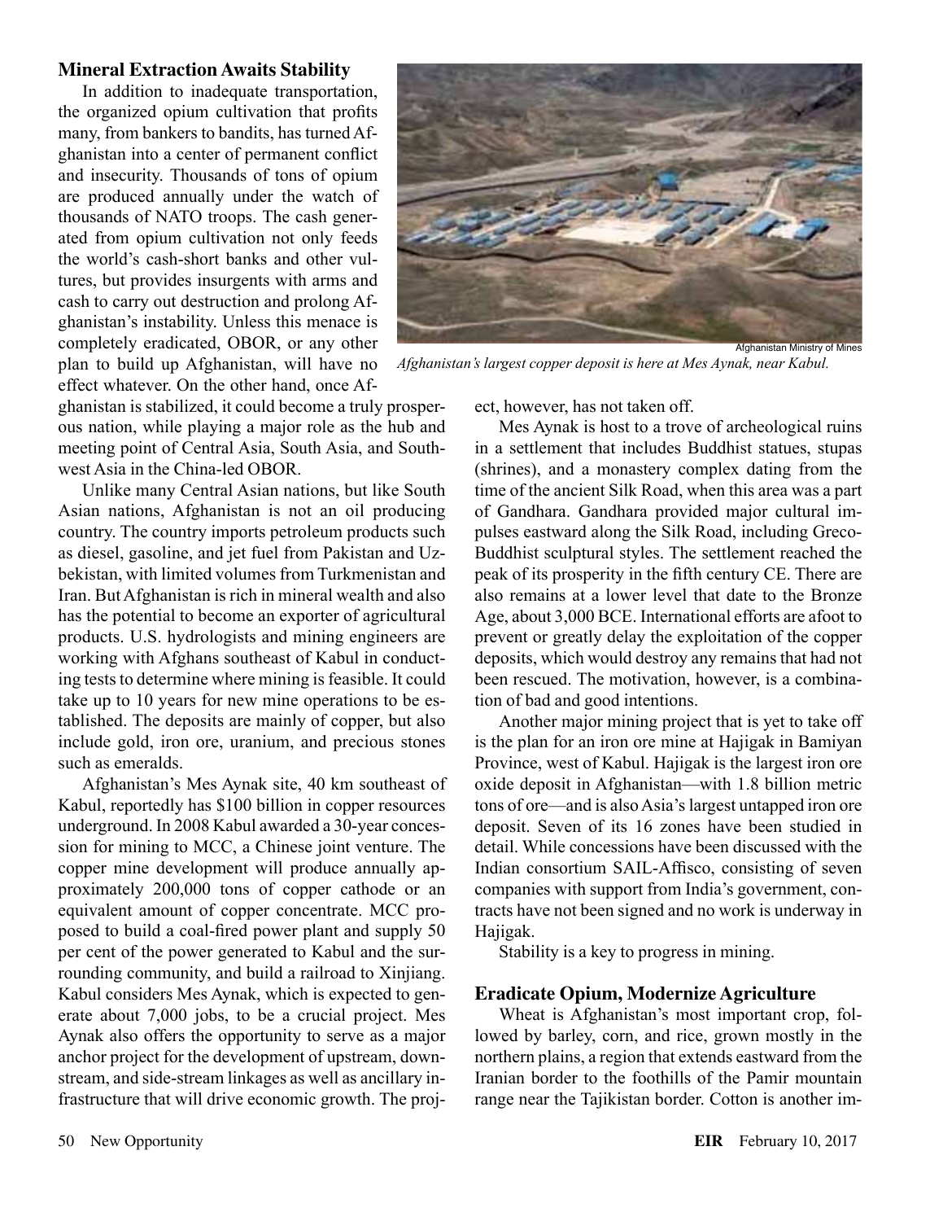### Mineral Extraction Awaits Stability

In addition to inadequate transportation, the organized opium cultivation that profits many, from bankers to bandits, has turned Afghanistan into a center of permanent conflict and insecurity. Thousands of tons of opium are produced annually under the watch of thousands of NATO troops. The cash generated from opium cultivation not only feeds the world's cash-short banks and other vultures, but provides insurgents with arms and cash to carry out destruction and prolong Afghanistan's instability. Unless this menace is completely eradicated, OBOR, or any other plan to build up Afghanistan, will have no effect whatever. On the other hand, once Afghanistan is stabilized, it could become a truly prosperous nation, while playing a major role as the hub and meeting point of Central Asia, South Asia, and Southwest Asia in the China-led OBOR.

Unlike many Central Asian nations, but like South Asian nations, Afghanistan is not an oil producing country. The country imports petroleum products such as diesel, gasoline, and jet fuel from Pakistan and Uzbekistan, with limited volumes from Turkmenistan and Iran. But Afghanistan is rich in mineral wealth and also has the potential to become an exporter of agricultural products. U.S. hydrologists and mining engineers are working with Afghans southeast of Kabul in conducting tests to determine where mining is feasible. It could take up to 10 years for new mine operations to be established. The deposits are mainly of copper, but also include gold, iron ore, uranium, and precious stones such as emeralds.

Afghanistan's Mes Aynak site, 40 km southeast of Kabul, reportedly has $100 billion in copper resources underground. In 2008 Kabul awarded a 30-year concession for mining to MCC, a Chinese joint venture. The copper mine development will produce annually approximately 200,000 tons of copper cathode or an equivalent amount of copper concentrate. MCC proposed to build a coal-fired power plant and supply 50 per cent of the power generated to Kabul and the surrounding community, and build a railroad to Xinjiang. Kabul considers Mes Aynak, which is expected to generate about 7,000 jobs, to be a crucial project. Mes Aynak also offers the opportunity to serve as a major anchor project for the development of upstream, downstream, and side-stream linkages as well as ancillary infrastructure that will drive economic growth. The project, however, has not taken off.

Afghanistan Ministry of Mines

*Afghanistan's largest copper deposit is here at Mes Aynak, near Kabul.*

Mes Aynak is host to a trove of archeological ruins in a settlement that includes Buddhist statues, stupas (shrines), and a monastery complex dating from the time of the ancient Silk Road, when this area was a part of Gandhara. Gandhara provided major cultural impulses eastward along the Silk Road, including Greco-Buddhist sculptural styles. The settlement reached the peak of its prosperity in the fifth century CE. There are also remains at a lower level that date to the Bronze Age, about 3,000 BCE. International efforts are afoot to prevent or greatly delay the exploitation of the copper deposits, which would destroy any remains that had not been rescued. The motivation, however, is a combination of bad and good intentions.

Another major mining project that is yet to take off is the plan for an iron ore mine at Hajigak in Bamiyan Province, west of Kabul. Hajigak is the largest iron ore oxide deposit in Afghanistan—with 1.8 billion metric tons of ore—and is also Asia's largest untapped iron ore deposit. Seven of its 16 zones have been studied in detail. While concessions have been discussed with the Indian consortium SAIL-Affisco, consisting of seven companies with support from India's government, contracts have not been signed and no work is underway in Hajigak.

Stability is a key to progress in mining.

### Eradicate Opium, Modernize Agriculture

Wheat is Afghanistan's most important crop, followed by barley, corn, and rice, grown mostly in the northern plains, a region that extends eastward from the Iranian border to the foothills of the Pamir mountain range near the Tajikistan border. Cotton is another im-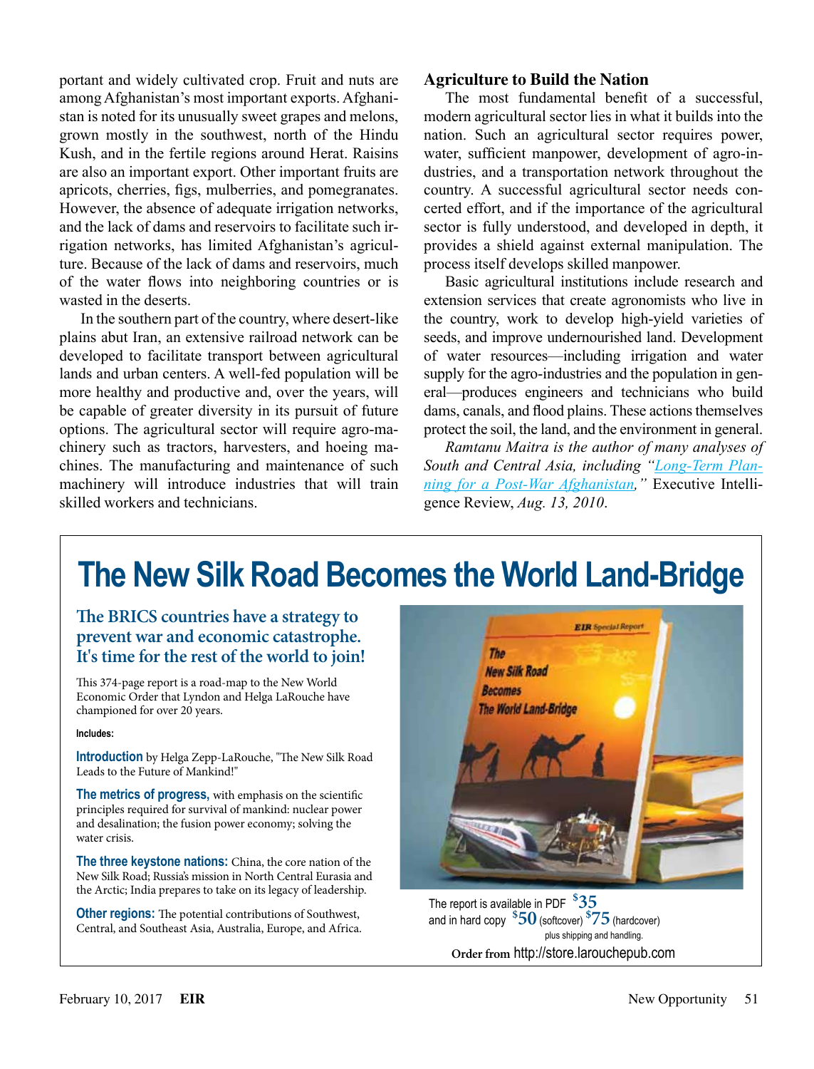portant and widely cultivated crop. Fruit and nuts are among Afghanistan's most important exports. Afghanistan is noted for its unusually sweet grapes and melons, grown mostly in the southwest, north of the Hindu Kush, and in the fertile regions around Herat. Raisins are also an important export. Other important fruits are apricots, cherries, figs, mulberries, and pomegranates. However, the absence of adequate irrigation networks, and the lack of dams and reservoirs to facilitate such irrigation networks, has limited Afghanistan's agriculture. Because of the lack of dams and reservoirs, much of the water flows into neighboring countries or is wasted in the deserts.

In the southern part of the country, where desert-like plains abut Iran, an extensive railroad network can be developed to facilitate transport between agricultural lands and urban centers. A well-fed population will be more healthy and productive and, over the years, will be capable of greater diversity in its pursuit of future options. The agricultural sector will require agro-machinery such as tractors, harvesters, and hoeing machines. The manufacturing and maintenance of such machinery will introduce industries that will train skilled workers and technicians.

## Agriculture to Build the Nation

The most fundamental benefit of a successful, modern agricultural sector lies in what it builds into the nation. Such an agricultural sector requires power, water, sufficient manpower, development of agro-industries, and a transportation network throughout the country. A successful agricultural sector needs concerted effort, and if the importance of the agricultural sector is fully understood, and developed in depth, it provides a shield against external manipulation. The process itself develops skilled manpower.

Basic agricultural institutions include research and extension services that create agronomists who live in the country, work to develop high-yield varieties of seeds, and improve undernourished land. Development of water resources—including irrigation and water supply for the agro-industries and the population in general—produces engineers and technicians who build dams, canals, and flood plains. These actions themselves protect the soil, the land, and the environment in general.

*Ramtanu Maitra is the author of many analyses of South and Central Asia, including "Long-Term Planning for a Post-War Afghanistan,"* Executive Intelligence Review, *Aug. 13, 2010*.

# The New Silk Road Becomes the World Land-Bridge

**The BRICS countries have a strategy to prevent war and economic catastrophe. It's time for the rest of the world to join!**

This 374-page report is a road-map to the New World Economic Order that Lyndon and Helga LaRouche have championed for over 20 years.

**Includes:**

**Introduction** by Helga Zepp-LaRouche, "The New Silk Road Leads to the Future of Mankind!"

**The metrics of progress,** with emphasis on the scientific principles required for survival of mankind: nuclear power and desalination; the fusion power economy; solving the water crisis.

**The three keystone nations:** China, the core nation of the New Silk Road; Russia's mission in North Central Eurasia and the Arctic; India prepares to take on its legacy of leadership.

**Other regions:** The potential contributions of Southwest, Central, and Southeast Asia, Australia, Europe, and Africa.

The report is available in PDF **$35**
and in hard copy **$50** (softcover) **$75** (hardcover)
plus shipping and handling.

**Order from** http://store.larouchepub.com